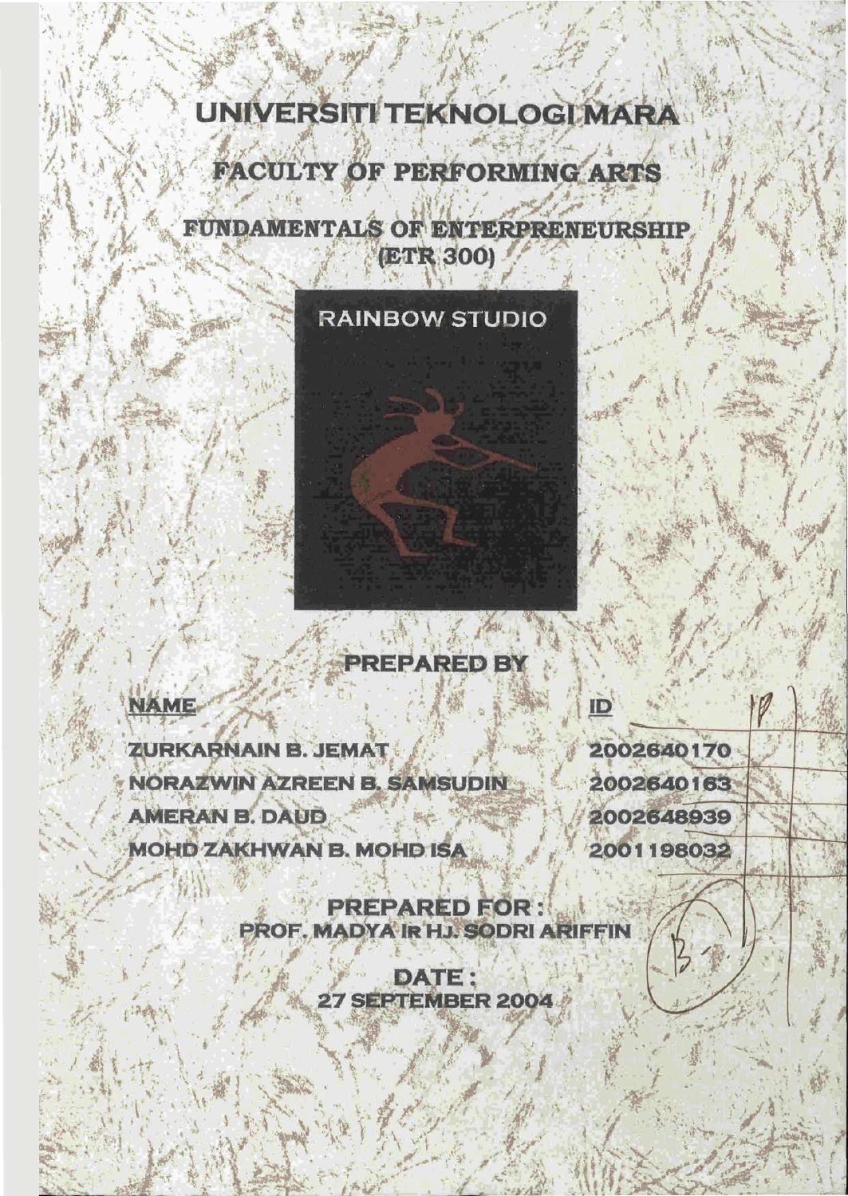# UNIVERSITI TEKNOLOGI MARA

## FACULTY OF PERFORMING ARTS

## FUNDAMENTALS OF ENTERPRENEURSHIP (ETR 300)

RAINBOW STUDIO

**PREPARED BY**

| NAME | ID |
|---|---|
| ZURKARNAIN B. JEMAT | 2002640170 |
| NORAZWIN AZREEN B. SAMSUDIN | 2002640163 |
| AMERAN B. DAUD | 2002648939 |
| MOHD ZAKHWAN B. MOHD ISA | 2001198032 |

**PREPARED FOR :**
**PROF. MADYA IR HJ. SODRI ARIFFIN**

**DATE :**
**27 SEPTEMBER 2004**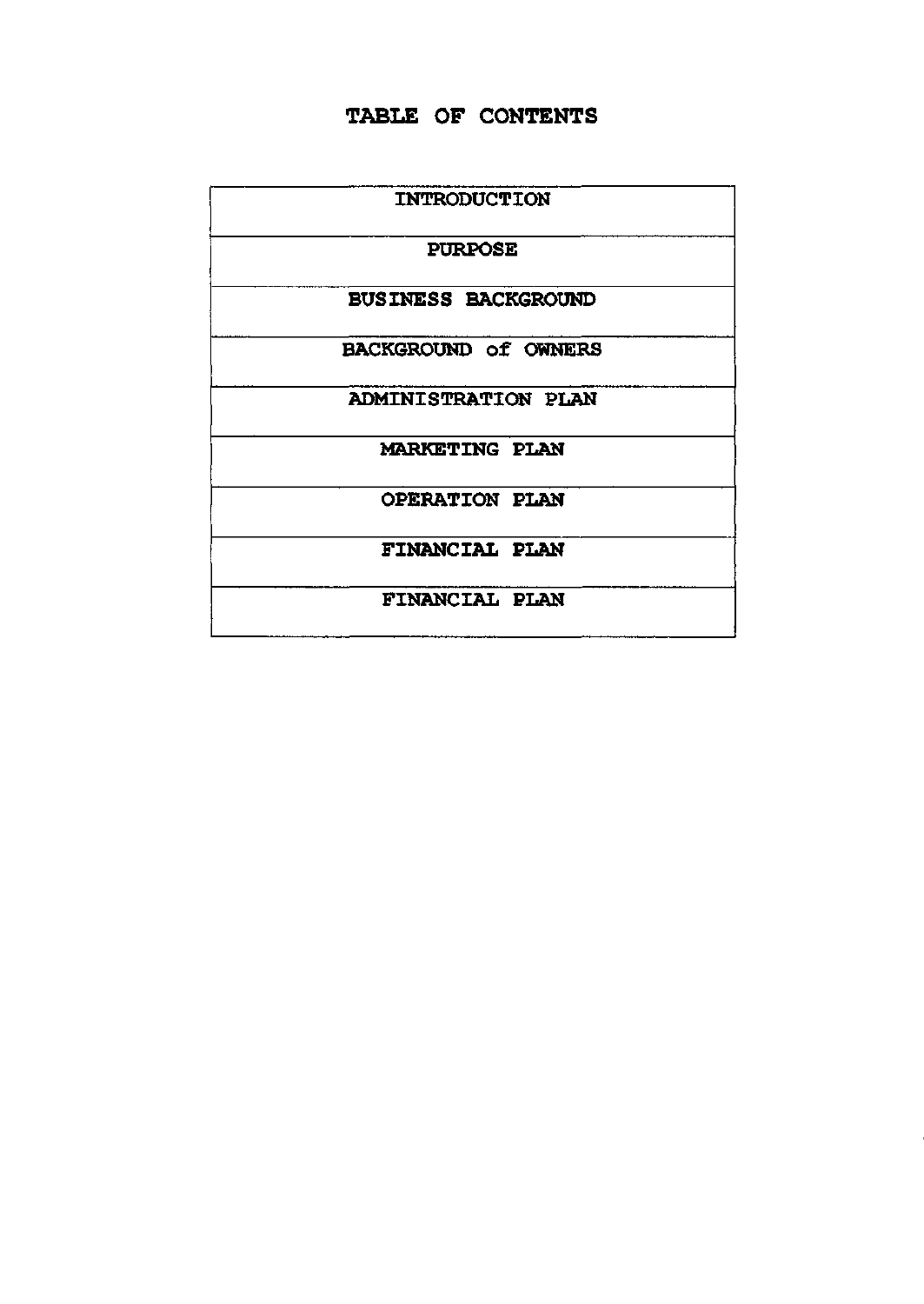# TABLE OF CONTENTS

| INTRODUCTION |
| --- |
| PURPOSE |
| BUSINESS BACKGROUND |
| BACKGROUND of OWNERS |
| ADMINISTRATION PLAN |
| MARKETING PLAN |
| OPERATION PLAN |
| FINANCIAL PLAN |
| FINANCIAL PLAN |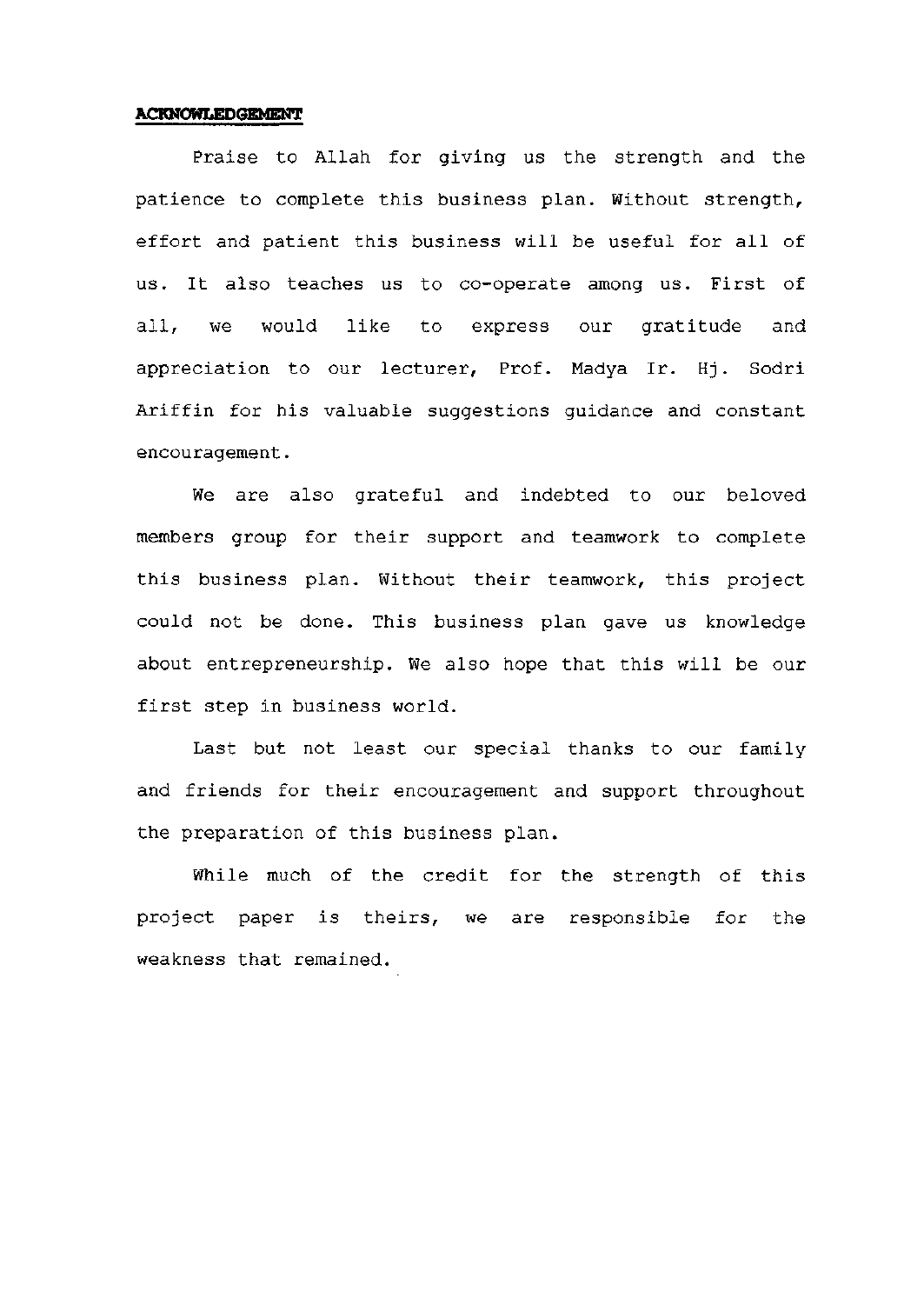## ACKNOWLEDGEMENT

Praise to Allah for giving us the strength and the patience to complete this business plan. Without strength, effort and patient this business will be useful for all of us. It also teaches us to co-operate among us. First of all, we would like to express our gratitude and appreciation to our lecturer, Prof. Madya Ir. Hj. Sodri Ariffin for his valuable suggestions guidance and constant encouragement.

We are also grateful and indebted to our beloved members group for their support and teamwork to complete this business plan. Without their teamwork, this project could not be done. This business plan gave us knowledge about entrepreneurship. We also hope that this will be our first step in business world.

Last but not least our special thanks to our family and friends for their encouragement and support throughout the preparation of this business plan.

While much of the credit for the strength of this project paper is theirs, we are responsible for the weakness that remained.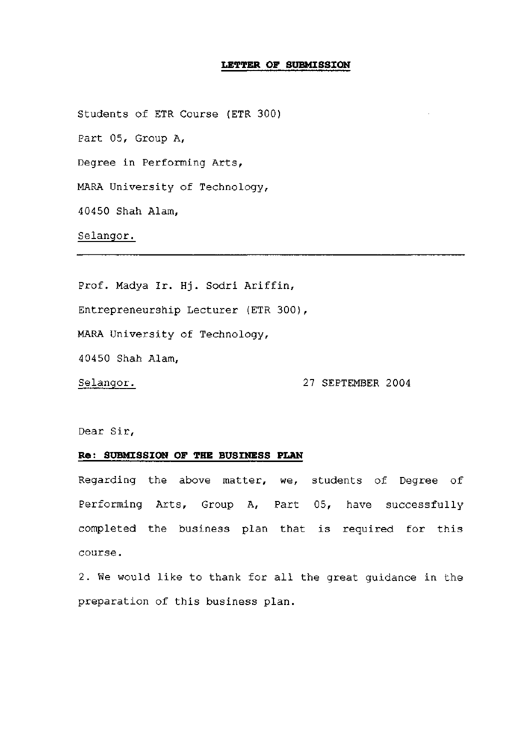**LETTER OF SUBMISSION**

Students of ETR Course (ETR 300)

Part 05, Group A,

Degree in Performing Arts,

MARA University of Technology,

40450 Shah Alam,

Selangor.

---

Prof. Madya Ir. Hj. Sodri Ariffin,

Entrepreneurship Lecturer (ETR 300),

MARA University of Technology,

40450 Shah Alam,

Selangor. 27 SEPTEMBER 2004

Dear Sir,

**Re: SUBMISSION OF THE BUSINESS PLAN**

Regarding the above matter, we, students of Degree of Performing Arts, Group A, Part 05, have successfully completed the business plan that is required for this course.

2. We would like to thank for all the great guidance in the preparation of this business plan.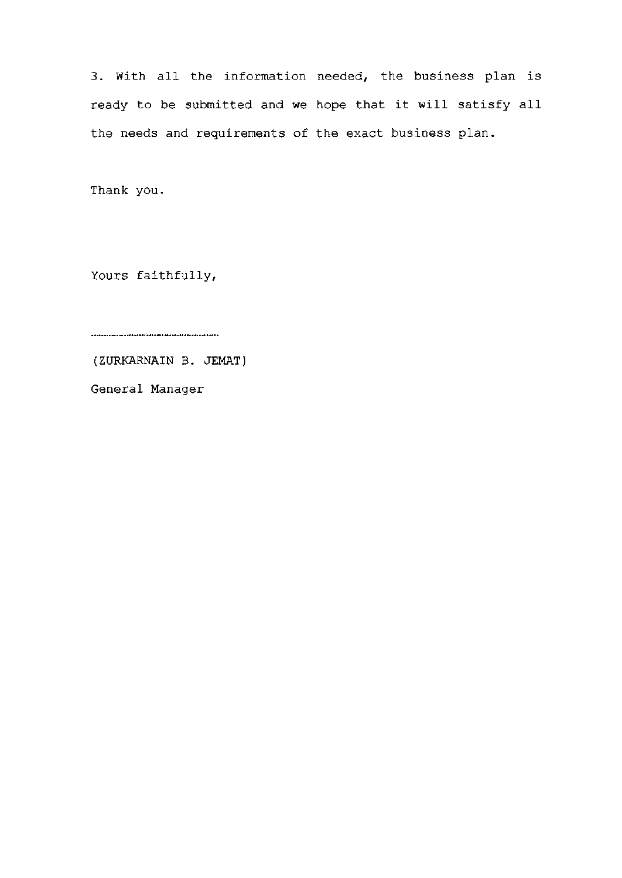3. With all the information needed, the business plan is ready to be submitted and we hope that it will satisfy all the needs and requirements of the exact business plan.

Thank you.

Yours faithfully,

..................................................

(ZURKARNAIN B. JEMAT)

General Manager